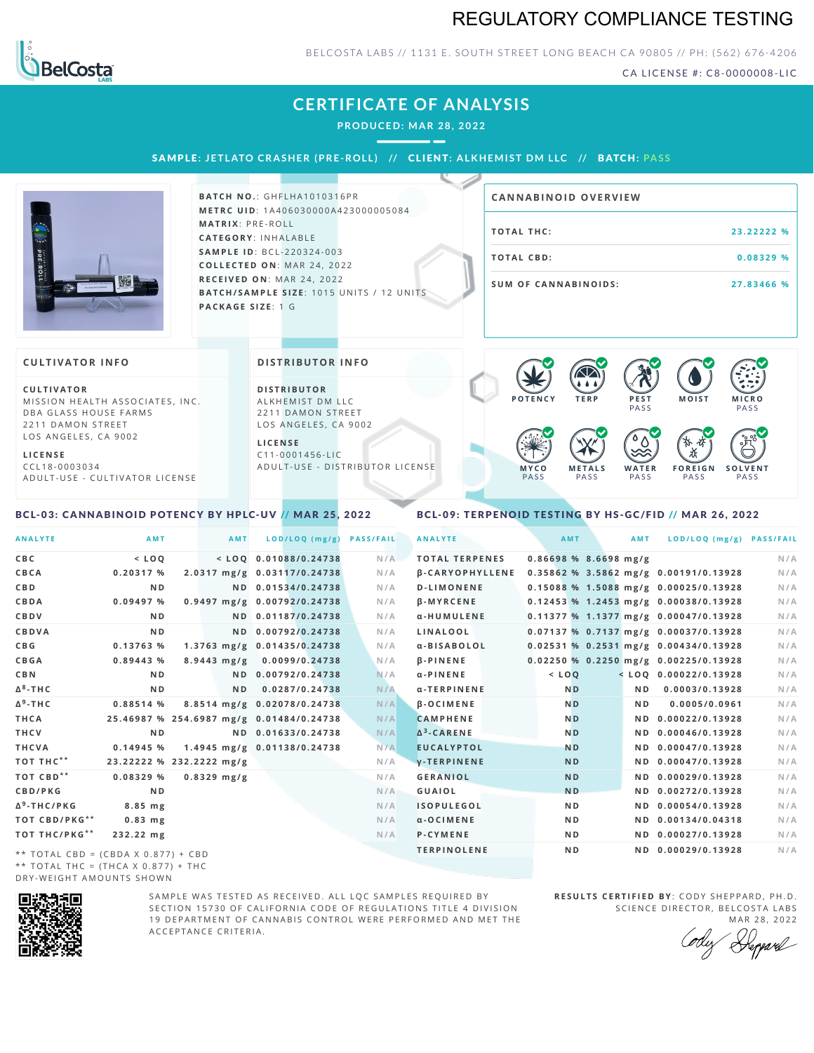# REGULATORY COMPLIANCE TESTING

BELCOSTA LABS // 1131 E. SOUTH STREET LONG BEACH CA 90805 // PH: (562) 676-4206

CA LICENSE #: C8-0000008-LIC

## CERTIFICATE OF ANALYSIS

PRODUCED: MAR 28, 2022

**SAMPLE:** JETLATO CRASHER (PRE-ROLL) // **CLIENT:** ALKHEMIST DM LLC // **BATCH:** PASS

**BATCH NO.:** GHFLHA1010316PR
**METRC UID:** 1A406030000A423000005084
**MATRIX:** PRE-ROLL
**CATEGORY:** INHALABLE
**SAMPLE ID:** BCL-220324-003
**COLLECTED ON:** MAR 24, 2022
**RECEIVED ON:** MAR 24, 2022
**BATCH/SAMPLE SIZE:** 1015 UNITS / 12 UNITS
**PACKAGE SIZE:** 1 G

### CANNABINOID OVERVIEW

| | |
|---|---|
| TOTAL THC: | 23.22222 % |
| TOTAL CBD: | 0.08329 % |
| SUM OF CANNABINOIDS: | 27.83466 % |

### CULTIVATOR INFO

**CULTIVATOR**
MISSION HEALTH ASSOCIATES, INC.
DBA GLASS HOUSE FARMS
2211 DAMON STREET
LOS ANGELES, CA 9002

**LICENSE**
CCL18-0003034
ADULT-USE - CULTIVATOR LICENSE

### DISTRIBUTOR INFO

**DISTRIBUTOR**
ALKHEMIST DM LLC
2211 DAMON STREET
LOS ANGELES, CA 9002

**LICENSE**
C11-0001456-LIC
ADULT-USE - DISTRIBUTOR LICENSE

POTENCY | TERP | PEST PASS | MOIST | MICRO PASS | MYCO PASS | METALS PASS | WATER PASS | FOREIGN PASS | SOLVENT PASS

### BCL-03: CANNABINOID POTENCY BY HPLC-UV // MAR 25, 2022

| ANALYTE | AMT | AMT | LOD/LOQ (mg/g) | PASS/FAIL |
|---|---|---|---|---|
| CBC | < LOQ | < LOQ | 0.01088/0.24738 | N/A |
| CBCA | 0.20317 % | 2.0317 mg/g | 0.03117/0.24738 | N/A |
| CBD | ND | ND | 0.01534/0.24738 | N/A |
| CBDA | 0.09497 % | 0.9497 mg/g | 0.00792/0.24738 | N/A |
| CBDV | ND | ND | 0.01187/0.24738 | N/A |
| CBDVA | ND | ND | 0.00792/0.24738 | N/A |
| CBG | 0.13763 % | 1.3763 mg/g | 0.01435/0.24738 | N/A |
| CBGA | 0.89443 % | 8.9443 mg/g | 0.0099/0.24738 | N/A |
| CBN | ND | ND | 0.00792/0.24738 | N/A |
| $\Delta^8$-THC | ND | ND | 0.0287/0.24738 | N/A |
| $\Delta^9$-THC | 0.88514 % | 8.8514 mg/g | 0.02078/0.24738 | N/A |
| THCA | 25.46987 % | 254.6987 mg/g | 0.01484/0.24738 | N/A |
| THCV | ND | ND | 0.01633/0.24738 | N/A |
| THCVA | 0.14945 % | 1.4945 mg/g | 0.01138/0.24738 | N/A |
| TOT THC** | 23.22222 % | 232.2222 mg/g | | N/A |
| TOT CBD** | 0.08329 % | 0.8329 mg/g | | N/A |
| CBD/PKG | ND | | | N/A |
| $\Delta^9$-THC/PKG | 8.85 mg | | | N/A |
| TOT CBD/PKG** | 0.83 mg | | | N/A |
| TOT THC/PKG** | 232.22 mg | | | N/A |

** TOTAL CBD = (CBDA X 0.877) + CBD
** TOTAL THC = (THCA X 0.877) + THC
DRY-WEIGHT AMOUNTS SHOWN

### BCL-09: TERPENOID TESTING BY HS-GC/FID // MAR 26, 2022

| ANALYTE | AMT | AMT | LOD/LOQ (mg/g) | PASS/FAIL |
|---|---|---|---|---|
| TOTAL TERPENES | 0.86698 % | 8.6698 mg/g | | N/A |
| β-CARYOPHYLLENE | 0.35862 % | 3.5862 mg/g | 0.00191/0.13928 | N/A |
| D-LIMONENE | 0.15088 % | 1.5088 mg/g | 0.00025/0.13928 | N/A |
| β-MYRCENE | 0.12453 % | 1.2453 mg/g | 0.00038/0.13928 | N/A |
| α-HUMULENE | 0.11377 % | 1.1377 mg/g | 0.00047/0.13928 | N/A |
| LINALOOL | 0.07137 % | 0.7137 mg/g | 0.00037/0.13928 | N/A |
| α-BISABOLOL | 0.02531 % | 0.2531 mg/g | 0.00434/0.13928 | N/A |
| β-PINENE | 0.02250 % | 0.2250 mg/g | 0.00225/0.13928 | N/A |
| α-PINENE | < LOQ | < LOQ | 0.00022/0.13928 | N/A |
| α-TERPINENE | ND | ND | 0.0003/0.13928 | N/A |
| β-OCIMENE | ND | ND | 0.0005/0.0961 | N/A |
| CAMPHENE | ND | ND | 0.00022/0.13928 | N/A |
| $\Delta^3$-CARENE | ND | ND | 0.00046/0.13928 | N/A |
| EUCALYPTOL | ND | ND | 0.00047/0.13928 | N/A |
| γ-TERPINENE | ND | ND | 0.00047/0.13928 | N/A |
| GERANIOL | ND | ND | 0.00029/0.13928 | N/A |
| GUAIOL | ND | ND | 0.00272/0.13928 | N/A |
| ISOPULEGOL | ND | ND | 0.00054/0.13928 | N/A |
| α-OCIMENE | ND | ND | 0.00134/0.04318 | N/A |
| P-CYMENE | ND | ND | 0.00027/0.13928 | N/A |
| TERPINOLENE | ND | ND | 0.00029/0.13928 | N/A |

SAMPLE WAS TESTED AS RECEIVED. ALL LQC SAMPLES REQUIRED BY SECTION 15730 OF CALIFORNIA CODE OF REGULATIONS TITLE 4 DIVISION 19 DEPARTMENT OF CANNABIS CONTROL WERE PERFORMED AND MET THE ACCEPTANCE CRITERIA.

**RESULTS CERTIFIED BY:** CODY SHEPPARD, PH.D.
SCIENCE DIRECTOR, BELCOSTA LABS
MAR 28, 2022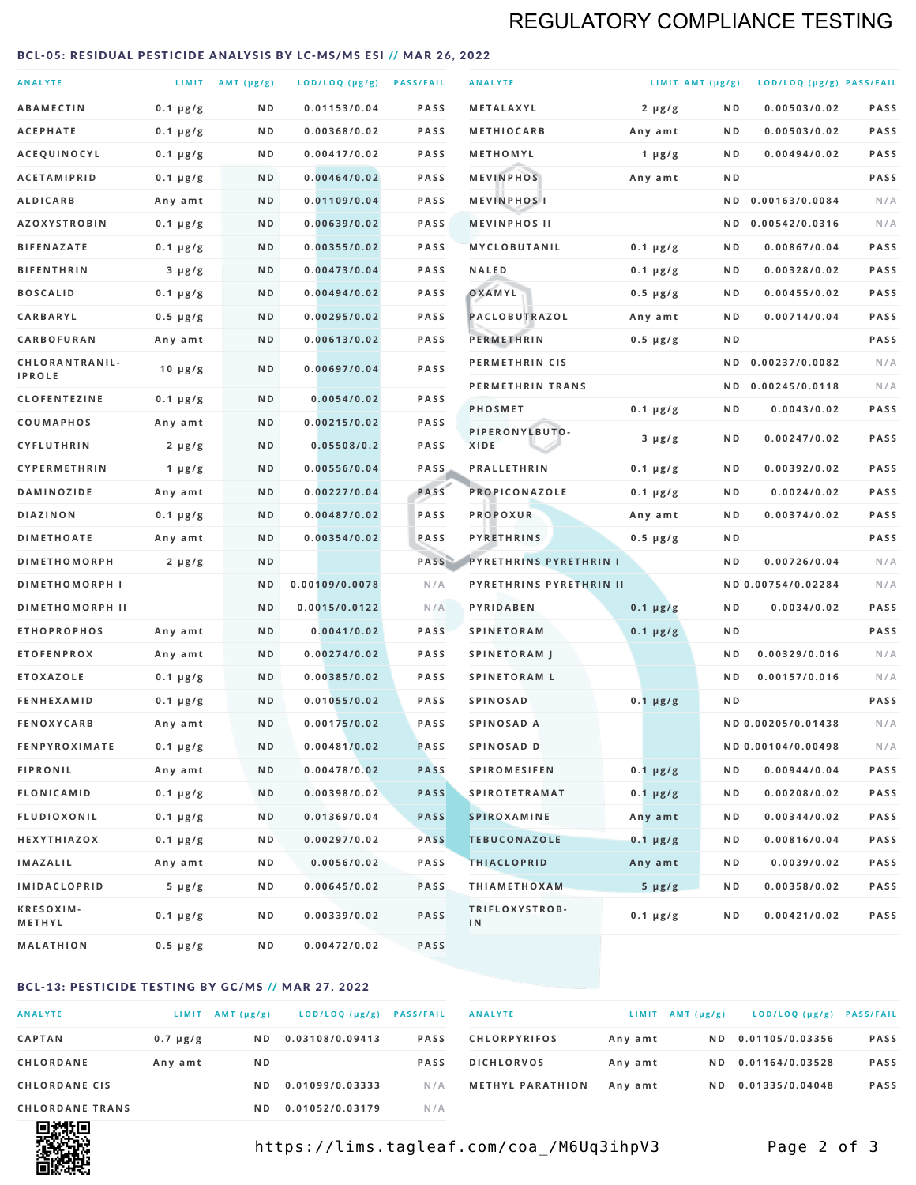# REGULATORY COMPLIANCE TESTING

## BCL-05: RESIDUAL PESTICIDE ANALYSIS BY LC-MS/MS ESI // MAR 26, 2022

| ANALYTE | LIMIT | AMT (μg/g) | LOD/LOQ (μg/g) | PASS/FAIL |
|---|---|---|---|---|
| ABAMECTIN | 0.1 μg/g | ND | 0.01153/0.04 | PASS |
| ACEPHATE | 0.1 μg/g | ND | 0.00368/0.02 | PASS |
| ACEQUINOCYL | 0.1 μg/g | ND | 0.00417/0.02 | PASS |
| ACETAMIPRID | 0.1 μg/g | ND | 0.00464/0.02 | PASS |
| ALDICARB | Any amt | ND | 0.01109/0.04 | PASS |
| AZOXYSTROBIN | 0.1 μg/g | ND | 0.00639/0.02 | PASS |
| BIFENAZATE | 0.1 μg/g | ND | 0.00355/0.02 | PASS |
| BIFENTHRIN | 3 μg/g | ND | 0.00473/0.04 | PASS |
| BOSCALID | 0.1 μg/g | ND | 0.00494/0.02 | PASS |
| CARBARYL | 0.5 μg/g | ND | 0.00295/0.02 | PASS |
| CARBOFURAN | Any amt | ND | 0.00613/0.02 | PASS |
| CHLORANTRANILIPROLE | 10 μg/g | ND | 0.00697/0.04 | PASS |
| CLOFENTEZINE | 0.1 μg/g | ND | 0.0054/0.02 | PASS |
| COUMAPHOS | Any amt | ND | 0.00215/0.02 | PASS |
| CYFLUTHRIN | 2 μg/g | ND | 0.05508/0.2 | PASS |
| CYPERMETHRIN | 1 μg/g | ND | 0.00556/0.04 | PASS |
| DAMINOZIDE | Any amt | ND | 0.00227/0.04 | PASS |
| DIAZINON | 0.1 μg/g | ND | 0.00487/0.02 | PASS |
| DIMETHOATE | Any amt | ND | 0.00354/0.02 | PASS |
| DIMETHOMORPH | 2 μg/g | ND | | PASS |
| DIMETHOMORPH I | | ND | 0.00109/0.0078 | N/A |
| DIMETHOMORPH II | | ND | 0.0015/0.0122 | N/A |
| ETHOPROPHOS | Any amt | ND | 0.0041/0.02 | PASS |
| ETOFENPROX | Any amt | ND | 0.00274/0.02 | PASS |
| ETOXAZOLE | 0.1 μg/g | ND | 0.00385/0.02 | PASS |
| FENHEXAMID | 0.1 μg/g | ND | 0.01055/0.02 | PASS |
| FENOXYCARB | Any amt | ND | 0.00175/0.02 | PASS |
| FENPYROXIMATE | 0.1 μg/g | ND | 0.00481/0.02 | PASS |
| FIPRONIL | Any amt | ND | 0.00478/0.02 | PASS |
| FLONICAMID | 0.1 μg/g | ND | 0.00398/0.02 | PASS |
| FLUDIOXONIL | 0.1 μg/g | ND | 0.01369/0.04 | PASS |
| HEXYTHIAZOX | 0.1 μg/g | ND | 0.00297/0.02 | PASS |
| IMAZALIL | Any amt | ND | 0.0056/0.02 | PASS |
| IMIDACLOPRID | 5 μg/g | ND | 0.00645/0.02 | PASS |
| KRESOXIM-METHYL | 0.1 μg/g | ND | 0.00339/0.02 | PASS |
| MALATHION | 0.5 μg/g | ND | 0.00472/0.02 | PASS |
| METALAXYL | 2 μg/g | ND | 0.00503/0.02 | PASS |
| METHIOCARB | Any amt | ND | 0.00503/0.02 | PASS |
| METHOMYL | 1 μg/g | ND | 0.00494/0.02 | PASS |
| MEVINPHOS | Any amt | ND | | PASS |
| MEVINPHOS I | | ND | 0.00163/0.0084 | N/A |
| MEVINPHOS II | | ND | 0.00542/0.0316 | N/A |
| MYCLOBUTANIL | 0.1 μg/g | ND | 0.00867/0.04 | PASS |
| NALED | 0.1 μg/g | ND | 0.00328/0.02 | PASS |
| OXAMYL | 0.5 μg/g | ND | 0.00455/0.02 | PASS |
| PACLOBUTRAZOL | Any amt | ND | 0.00714/0.04 | PASS |
| PERMETHRIN | 0.5 μg/g | ND | | PASS |
| PERMETHRIN CIS | | ND | 0.00237/0.0082 | N/A |
| PERMETHRIN TRANS | | ND | 0.00245/0.0118 | N/A |
| PHOSMET | 0.1 μg/g | ND | 0.0043/0.02 | PASS |
| PIPERONYLBUTOXIDE | 3 μg/g | ND | 0.00247/0.02 | PASS |
| PRALLETHRIN | 0.1 μg/g | ND | 0.00392/0.02 | PASS |
| PROPICONAZOLE | 0.1 μg/g | ND | 0.0024/0.02 | PASS |
| PROPOXUR | Any amt | ND | 0.00374/0.02 | PASS |
| PYRETHRINS | 0.5 μg/g | ND | | PASS |
| PYRETHRINS PYRETHRIN I | | ND | 0.00726/0.04 | N/A |
| PYRETHRINS PYRETHRIN II | | ND | 0.00754/0.02284 | N/A |
| PYRIDABEN | 0.1 μg/g | ND | 0.0034/0.02 | PASS |
| SPINETORAM | 0.1 μg/g | ND | | PASS |
| SPINETORAM J | | ND | 0.00329/0.016 | N/A |
| SPINETORAM L | | ND | 0.00157/0.016 | N/A |
| SPINOSAD | 0.1 μg/g | ND | | PASS |
| SPINOSAD A | | ND | 0.00205/0.01438 | N/A |
| SPINOSAD D | | ND | 0.00104/0.00498 | N/A |
| SPIROMESIFEN | 0.1 μg/g | ND | 0.00944/0.04 | PASS |
| SPIROTETRAMAT | 0.1 μg/g | ND | 0.00208/0.02 | PASS |
| SPIROXAMINE | Any amt | ND | 0.00344/0.02 | PASS |
| TEBUCONAZOLE | 0.1 μg/g | ND | 0.00816/0.04 | PASS |
| THIACLOPRID | Any amt | ND | 0.0039/0.02 | PASS |
| THIAMETHOXAM | 5 μg/g | ND | 0.00358/0.02 | PASS |
| TRIFLOXYSTROBIN | 0.1 μg/g | ND | 0.00421/0.02 | PASS |

## BCL-13: PESTICIDE TESTING BY GC/MS // MAR 27, 2022

| ANALYTE | LIMIT | AMT (μg/g) | LOD/LOQ (μg/g) | PASS/FAIL |
|---|---|---|---|---|
| CAPTAN | 0.7 μg/g | ND | 0.03108/0.09413 | PASS |
| CHLORDANE | Any amt | ND | | PASS |
| CHLORDANE CIS | | ND | 0.01099/0.03333 | N/A |
| CHLORDANE TRANS | | ND | 0.01052/0.03179 | N/A |
| CHLORPYRIFOS | Any amt | ND | 0.01105/0.03356 | PASS |
| DICHLORVOS | Any amt | ND | 0.01164/0.03528 | PASS |
| METHYL PARATHION | Any amt | ND | 0.01335/0.04048 | PASS |

https://lims.tagleaf.com/coa_/M6Uq3ihpV3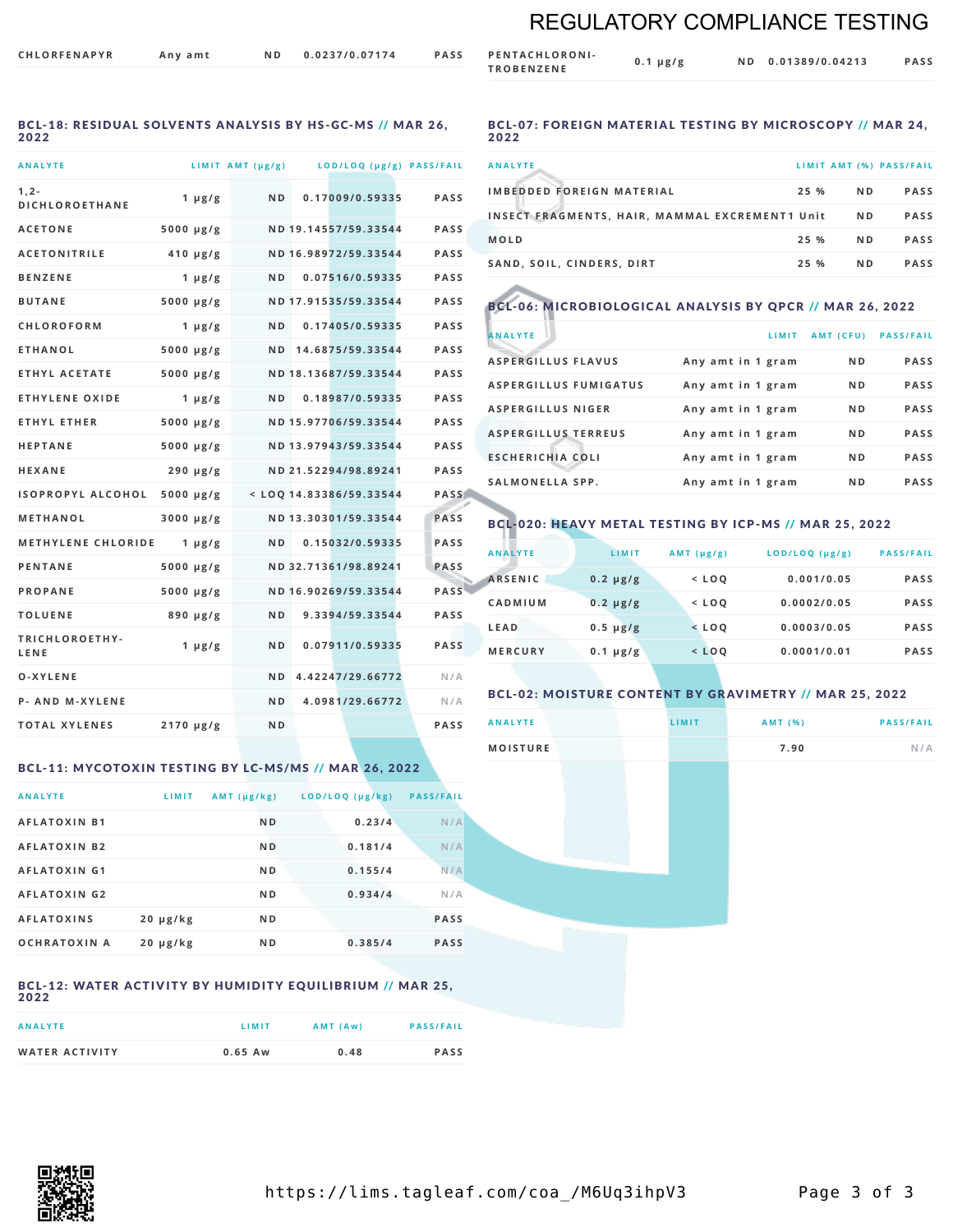# REGULATORY COMPLIANCE TESTING

| | | | | |
|---|---|---|---|---|
| CHLORFENAPYR | Any amt | ND | 0.0237/0.07174 | PASS |
| PENTACHLORONITROBENZENE | 0.1 µg/g | ND | 0.01389/0.04213 | PASS |

## BCL-18: RESIDUAL SOLVENTS ANALYSIS BY HS-GC-MS // MAR 26, 2022

| ANALYTE | LIMIT | AMT (µg/g) | LOD/LOQ (µg/g) | PASS/FAIL |
|---|---|---|---|---|
| 1,2-DICHLOROETHANE | 1 µg/g | ND | 0.17009/0.59335 | PASS |
| ACETONE | 5000 µg/g | ND | 19.14557/59.33544 | PASS |
| ACETONITRILE | 410 µg/g | ND | 16.98972/59.33544 | PASS |
| BENZENE | 1 µg/g | ND | 0.07516/0.59335 | PASS |
| BUTANE | 5000 µg/g | ND | 17.91535/59.33544 | PASS |
| CHLOROFORM | 1 µg/g | ND | 0.17405/0.59335 | PASS |
| ETHANOL | 5000 µg/g | ND | 14.6875/59.33544 | PASS |
| ETHYL ACETATE | 5000 µg/g | ND | 18.13687/59.33544 | PASS |
| ETHYLENE OXIDE | 1 µg/g | ND | 0.18987/0.59335 | PASS |
| ETHYL ETHER | 5000 µg/g | ND | 15.97706/59.33544 | PASS |
| HEPTANE | 5000 µg/g | ND | 13.97943/59.33544 | PASS |
| HEXANE | 290 µg/g | ND | 21.52294/98.89241 | PASS |
| ISOPROPYL ALCOHOL | 5000 µg/g | < LOQ | 14.83386/59.33544 | PASS |
| METHANOL | 3000 µg/g | ND | 13.30301/59.33544 | PASS |
| METHYLENE CHLORIDE | 1 µg/g | ND | 0.15032/0.59335 | PASS |
| PENTANE | 5000 µg/g | ND | 32.71361/98.89241 | PASS |
| PROPANE | 5000 µg/g | ND | 16.90269/59.33544 | PASS |
| TOLUENE | 890 µg/g | ND | 9.3394/59.33544 | PASS |
| TRICHLOROETHYLENE | 1 µg/g | ND | 0.07911/0.59335 | PASS |
| O-XYLENE | | ND | 4.42247/29.66772 | N/A |
| P- AND M-XYLENE | | ND | 4.0981/29.66772 | N/A |
| TOTAL XYLENES | 2170 µg/g | ND | | PASS |

## BCL-11: MYCOTOXIN TESTING BY LC-MS/MS // MAR 26, 2022

| ANALYTE | LIMIT | AMT (µg/kg) | LOD/LOQ (µg/kg) | PASS/FAIL |
|---|---|---|---|---|
| AFLATOXIN B1 | | ND | 0.23/4 | N/A |
| AFLATOXIN B2 | | ND | 0.181/4 | N/A |
| AFLATOXIN G1 | | ND | 0.155/4 | N/A |
| AFLATOXIN G2 | | ND | 0.934/4 | N/A |
| AFLATOXINS | 20 µg/kg | ND | | PASS |
| OCHRATOXIN A | 20 µg/kg | ND | 0.385/4 | PASS |

## BCL-12: WATER ACTIVITY BY HUMIDITY EQUILIBRIUM // MAR 25, 2022

| ANALYTE | LIMIT | AMT (Aw) | PASS/FAIL |
|---|---|---|---|
| WATER ACTIVITY | 0.65 Aw | 0.48 | PASS |

## BCL-07: FOREIGN MATERIAL TESTING BY MICROSCOPY // MAR 24, 2022

| ANALYTE | LIMIT | AMT (%) | PASS/FAIL |
|---|---|---|---|
| IMBEDDED FOREIGN MATERIAL | 25 % | ND | PASS |
| INSECT FRAGMENTS, HAIR, MAMMAL EXCREMENT | 1 Unit | ND | PASS |
| MOLD | 25 % | ND | PASS |
| SAND, SOIL, CINDERS, DIRT | 25 % | ND | PASS |

## BCL-06: MICROBIOLOGICAL ANALYSIS BY QPCR // MAR 26, 2022

| ANALYTE | LIMIT | AMT (CFU) | PASS/FAIL |
|---|---|---|---|
| ASPERGILLUS FLAVUS | Any amt in 1 gram | ND | PASS |
| ASPERGILLUS FUMIGATUS | Any amt in 1 gram | ND | PASS |
| ASPERGILLUS NIGER | Any amt in 1 gram | ND | PASS |
| ASPERGILLUS TERREUS | Any amt in 1 gram | ND | PASS |
| ESCHERICHIA COLI | Any amt in 1 gram | ND | PASS |
| SALMONELLA SPP. | Any amt in 1 gram | ND | PASS |

## BCL-020: HEAVY METAL TESTING BY ICP-MS // MAR 25, 2022

| ANALYTE | LIMIT | AMT (µg/g) | LOD/LOQ (µg/g) | PASS/FAIL |
|---|---|---|---|---|
| ARSENIC | 0.2 µg/g | < LOQ | 0.001/0.05 | PASS |
| CADMIUM | 0.2 µg/g | < LOQ | 0.0002/0.05 | PASS |
| LEAD | 0.5 µg/g | < LOQ | 0.0003/0.05 | PASS |
| MERCURY | 0.1 µg/g | < LOQ | 0.0001/0.01 | PASS |

## BCL-02: MOISTURE CONTENT BY GRAVIMETRY // MAR 25, 2022

| ANALYTE | LIMIT | AMT (%) | PASS/FAIL |
|---|---|---|---|
| MOISTURE | | 7.90 | N/A |

https://lims.tagleaf.com/coa_/M6Uq3ihpV3